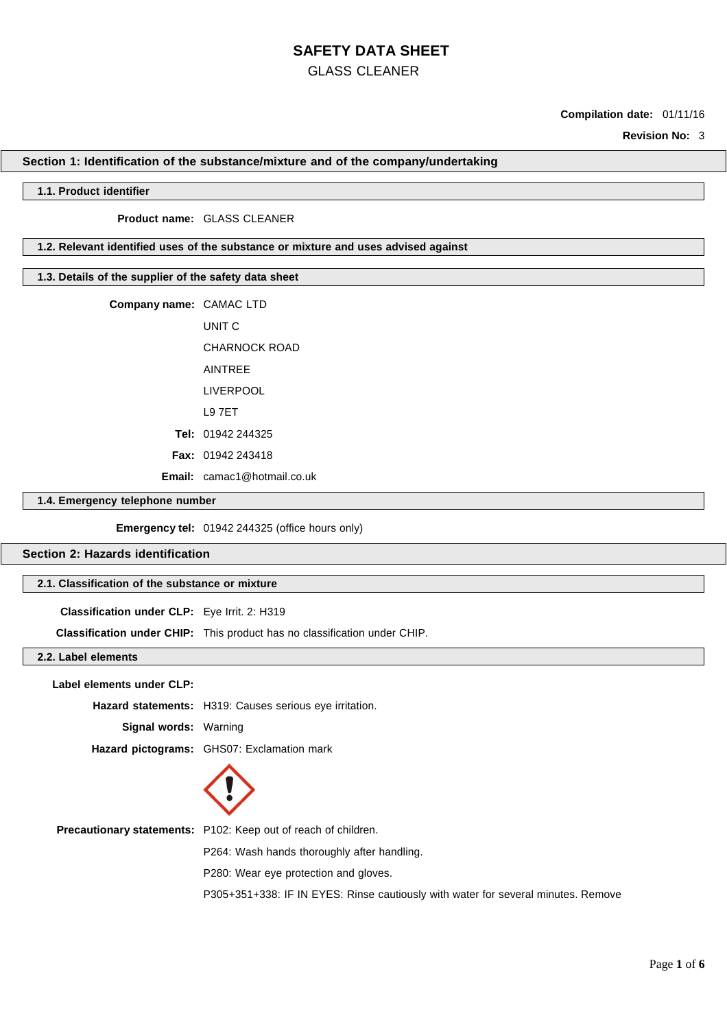# SAFETY DATA SHEET

GLASS CLEANER

**Compilation date:** 01/11/16

**Revision No:** 3

## Section 1: Identification of the substance/mixture and of the company/undertaking

### 1.1. Product identifier

**Product name:** GLASS CLEANER

### 1.2. Relevant identified uses of the substance or mixture and uses advised against

### 1.3. Details of the supplier of the safety data sheet

**Company name:** CAMAC LTD

UNIT C

CHARNOCK ROAD

AINTREE

LIVERPOOL

L9 7ET

**Tel:** 01942 244325

**Fax:** 01942 243418

**Email:** camac1@hotmail.co.uk

### 1.4. Emergency telephone number

**Emergency tel:** 01942 244325 (office hours only)

## Section 2: Hazards identification

### 2.1. Classification of the substance or mixture

**Classification under CLP:** Eye Irrit. 2: H319

**Classification under CHIP:** This product has no classification under CHIP.

### 2.2. Label elements

**Label elements under CLP:**

**Hazard statements:** H319: Causes serious eye irritation.

**Signal words:** Warning

**Hazard pictograms:** GHS07: Exclamation mark

**Precautionary statements:** P102: Keep out of reach of children.

P264: Wash hands thoroughly after handling.

P280: Wear eye protection and gloves.

P305+351+338: IF IN EYES: Rinse cautiously with water for several minutes. Remove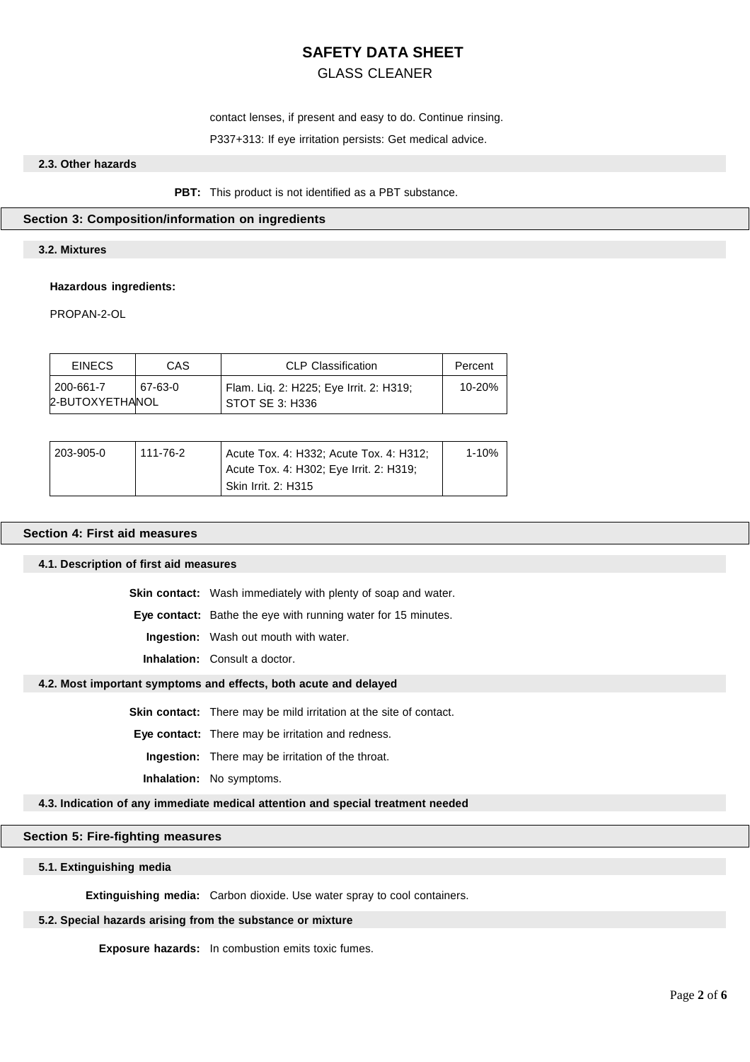contact lenses, if present and easy to do. Continue rinsing.

P337+313: If eye irritation persists: Get medical advice.

### 2.3. Other hazards

**PBT:** This product is not identified as a PBT substance.

## Section 3: Composition/information on ingredients

### 3.2. Mixtures

**Hazardous ingredients:**

PROPAN-2-OL

| EINECS | CAS | CLP Classification | Percent |
|---|---|---|---|
| 200-661-7 | 67-63-0 | Flam. Liq. 2: H225; Eye Irrit. 2: H319; STOT SE 3: H336 | 10-20% |

2-BUTOXYETHANOL

| EINECS | CAS | CLP Classification | Percent |
|---|---|---|---|
| 203-905-0 | 111-76-2 | Acute Tox. 4: H332; Acute Tox. 4: H312; Acute Tox. 4: H302; Eye Irrit. 2: H319; Skin Irrit. 2: H315 | 1-10% |

## Section 4: First aid measures

### 4.1. Description of first aid measures

**Skin contact:** Wash immediately with plenty of soap and water.

**Eye contact:** Bathe the eye with running water for 15 minutes.

**Ingestion:** Wash out mouth with water.

**Inhalation:** Consult a doctor.

### 4.2. Most important symptoms and effects, both acute and delayed

**Skin contact:** There may be mild irritation at the site of contact.

**Eye contact:** There may be irritation and redness.

**Ingestion:** There may be irritation of the throat.

**Inhalation:** No symptoms.

### 4.3. Indication of any immediate medical attention and special treatment needed

## Section 5: Fire-fighting measures

### 5.1. Extinguishing media

**Extinguishing media:** Carbon dioxide. Use water spray to cool containers.

### 5.2. Special hazards arising from the substance or mixture

**Exposure hazards:** In combustion emits toxic fumes.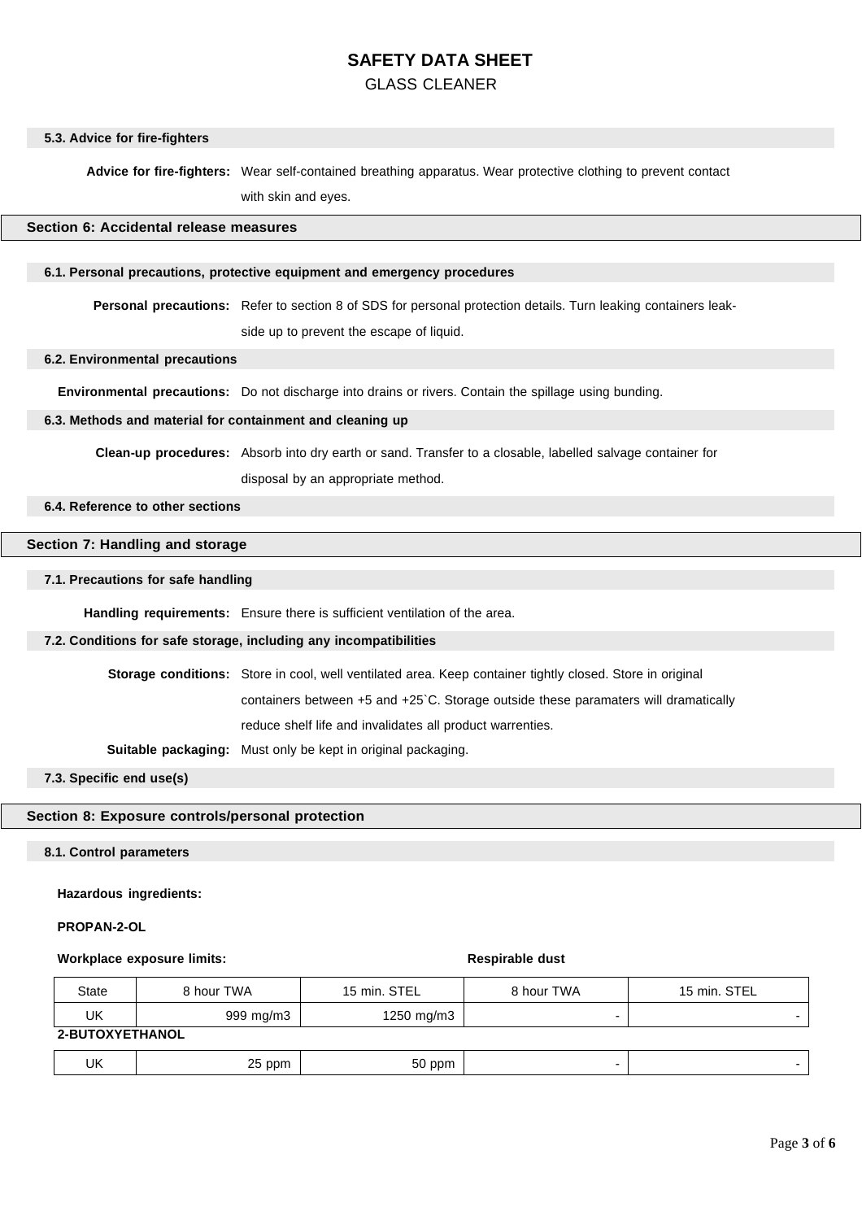### 5.3. Advice for fire-fighters

**Advice for fire-fighters:** Wear self-contained breathing apparatus. Wear protective clothing to prevent contact with skin and eyes.

## Section 6: Accidental release measures

### 6.1. Personal precautions, protective equipment and emergency procedures

**Personal precautions:** Refer to section 8 of SDS for personal protection details. Turn leaking containers leak-side up to prevent the escape of liquid.

### 6.2. Environmental precautions

**Environmental precautions:** Do not discharge into drains or rivers. Contain the spillage using bunding.

### 6.3. Methods and material for containment and cleaning up

**Clean-up procedures:** Absorb into dry earth or sand. Transfer to a closable, labelled salvage container for disposal by an appropriate method.

### 6.4. Reference to other sections

## Section 7: Handling and storage

### 7.1. Precautions for safe handling

**Handling requirements:** Ensure there is sufficient ventilation of the area.

### 7.2. Conditions for safe storage, including any incompatibilities

**Storage conditions:** Store in cool, well ventilated area. Keep container tightly closed. Store in original containers between +5 and +25`C. Storage outside these paramaters will dramatically reduce shelf life and invalidates all product warrenties.

**Suitable packaging:** Must only be kept in original packaging.

### 7.3. Specific end use(s)

## Section 8: Exposure controls/personal protection

### 8.1. Control parameters

**Hazardous ingredients:**

**PROPAN-2-OL**

**Workplace exposure limits:** | **Respirable dust**

| State | 8 hour TWA | 15 min. STEL | 8 hour TWA | 15 min. STEL |
|---|---|---|---|---|
| UK | 999 mg/m3 | 1250 mg/m3 | - | - |
| **2-BUTOXYETHANOL** | | | | |
| UK | 25 ppm | 50 ppm | - | - |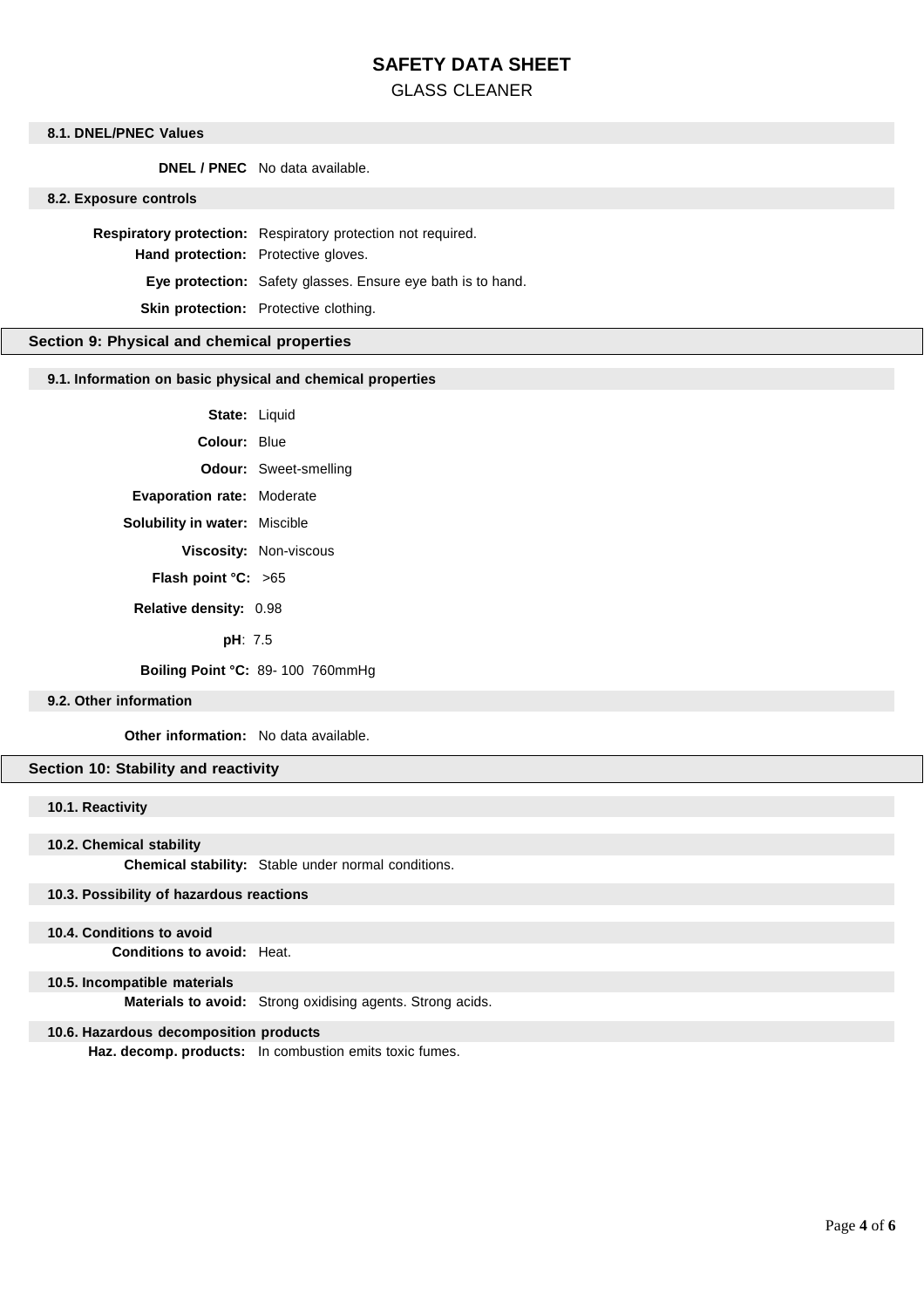# SAFETY DATA SHEET

GLASS CLEANER

### 8.1. DNEL/PNEC Values

**DNEL / PNEC** No data available.

### 8.2. Exposure controls

**Respiratory protection:** Respiratory protection not required.

**Hand protection:** Protective gloves.

**Eye protection:** Safety glasses. Ensure eye bath is to hand.

**Skin protection:** Protective clothing.

## Section 9: Physical and chemical properties

### 9.1. Information on basic physical and chemical properties

**State:** Liquid

**Colour:** Blue

**Odour:** Sweet-smelling

**Evaporation rate:** Moderate

**Solubility in water:** Miscible

**Viscosity:** Non-viscous

**Flash point °C:** >65

**Relative density:** 0.98

**pH**: 7.5

**Boiling Point °C:** 89- 100 760mmHg

### 9.2. Other information

**Other information:** No data available.

## Section 10: Stability and reactivity

### 10.1. Reactivity

### 10.2. Chemical stability

**Chemical stability:** Stable under normal conditions.

### 10.3. Possibility of hazardous reactions

### 10.4. Conditions to avoid

**Conditions to avoid:** Heat.

### 10.5. Incompatible materials

**Materials to avoid:** Strong oxidising agents. Strong acids.

### 10.6. Hazardous decomposition products

**Haz. decomp. products:** In combustion emits toxic fumes.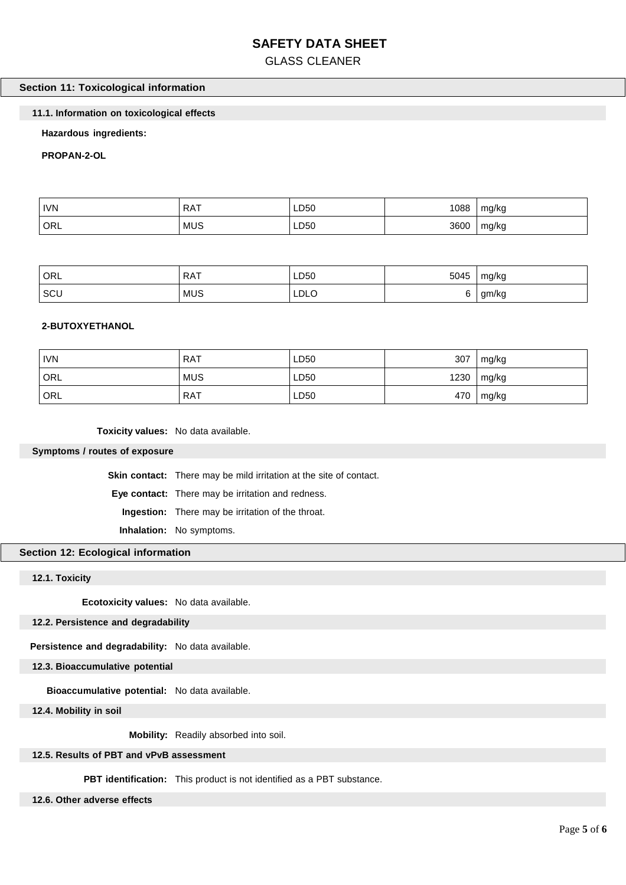# SAFETY DATA SHEET

GLASS CLEANER

## Section 11: Toxicological information

### 11.1. Information on toxicological effects

**Hazardous ingredients:**

**PROPAN-2-OL**

| | | | | |
|---|---|---|---|---|
| IVN | RAT | LD50 | 1088 | mg/kg |
| ORL | MUS | LD50 | 3600 | mg/kg |

| | | | | |
|---|---|---|---|---|
| ORL | RAT | LD50 | 5045 | mg/kg |
| SCU | MUS | LDLO | 6 | gm/kg |

**2-BUTOXYETHANOL**

| | | | | |
|---|---|---|---|---|
| IVN | RAT | LD50 | 307 | mg/kg |
| ORL | MUS | LD50 | 1230 | mg/kg |
| ORL | RAT | LD50 | 470 | mg/kg |

**Toxicity values:** No data available.

### Symptoms / routes of exposure

**Skin contact:** There may be mild irritation at the site of contact.

**Eye contact:** There may be irritation and redness.

**Ingestion:** There may be irritation of the throat.

**Inhalation:** No symptoms.

## Section 12: Ecological information

### 12.1. Toxicity

**Ecotoxicity values:** No data available.

### 12.2. Persistence and degradability

**Persistence and degradability:** No data available.

### 12.3. Bioaccumulative potential

**Bioaccumulative potential:** No data available.

### 12.4. Mobility in soil

**Mobility:** Readily absorbed into soil.

### 12.5. Results of PBT and vPvB assessment

**PBT identification:** This product is not identified as a PBT substance.

### 12.6. Other adverse effects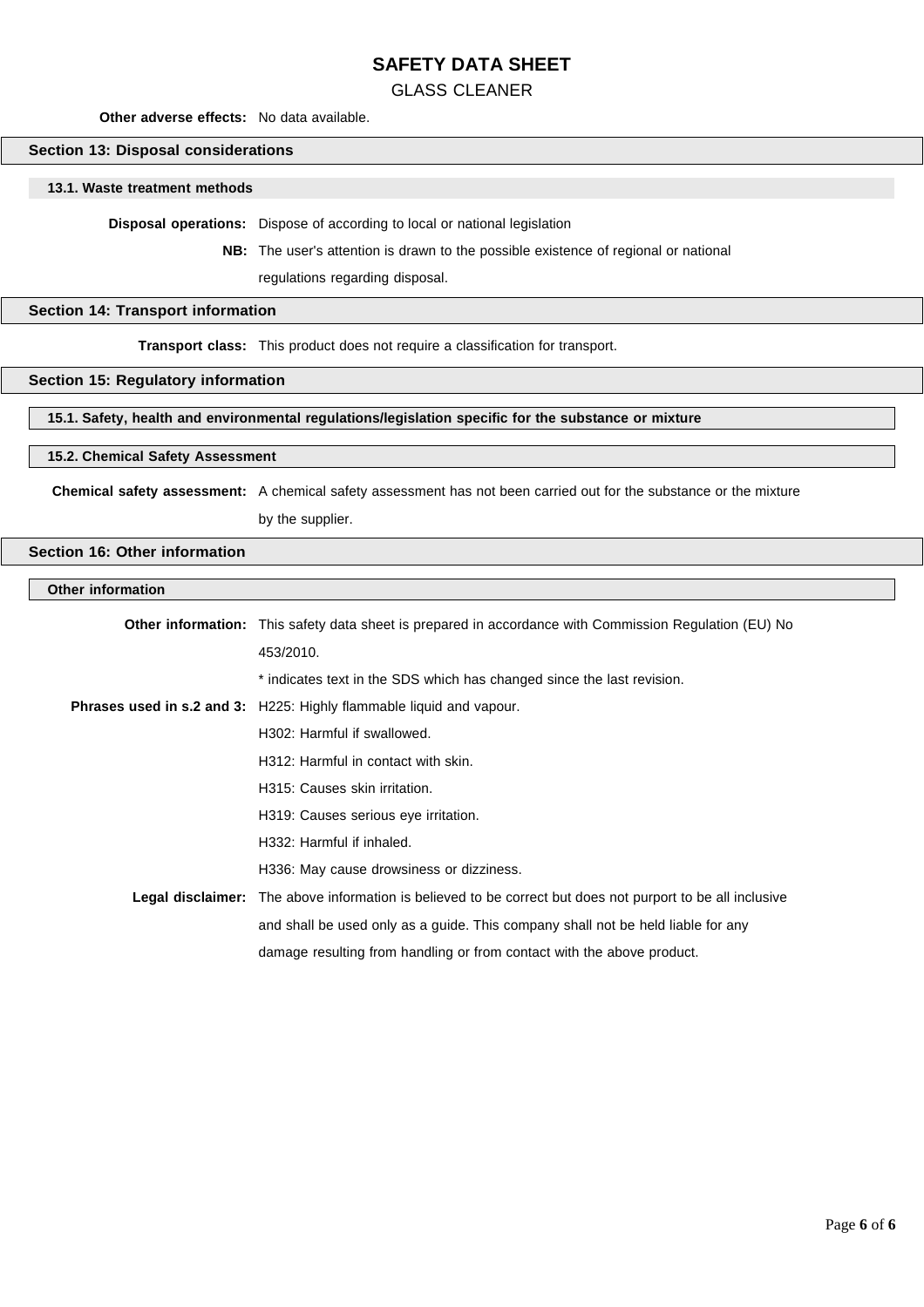**Other adverse effects:** No data available.

## Section 13: Disposal considerations

### 13.1. Waste treatment methods

**Disposal operations:** Dispose of according to local or national legislation

**NB:** The user's attention is drawn to the possible existence of regional or national regulations regarding disposal.

## Section 14: Transport information

**Transport class:** This product does not require a classification for transport.

## Section 15: Regulatory information

### 15.1. Safety, health and environmental regulations/legislation specific for the substance or mixture

### 15.2. Chemical Safety Assessment

**Chemical safety assessment:** A chemical safety assessment has not been carried out for the substance or the mixture by the supplier.

## Section 16: Other information

### Other information

**Other information:** This safety data sheet is prepared in accordance with Commission Regulation (EU) No 453/2010.

* indicates text in the SDS which has changed since the last revision.

**Phrases used in s.2 and 3:** H225: Highly flammable liquid and vapour.

H302: Harmful if swallowed.

H312: Harmful in contact with skin.

H315: Causes skin irritation.

H319: Causes serious eye irritation.

H332: Harmful if inhaled.

H336: May cause drowsiness or dizziness.

**Legal disclaimer:** The above information is believed to be correct but does not purport to be all inclusive and shall be used only as a guide. This company shall not be held liable for any damage resulting from handling or from contact with the above product.